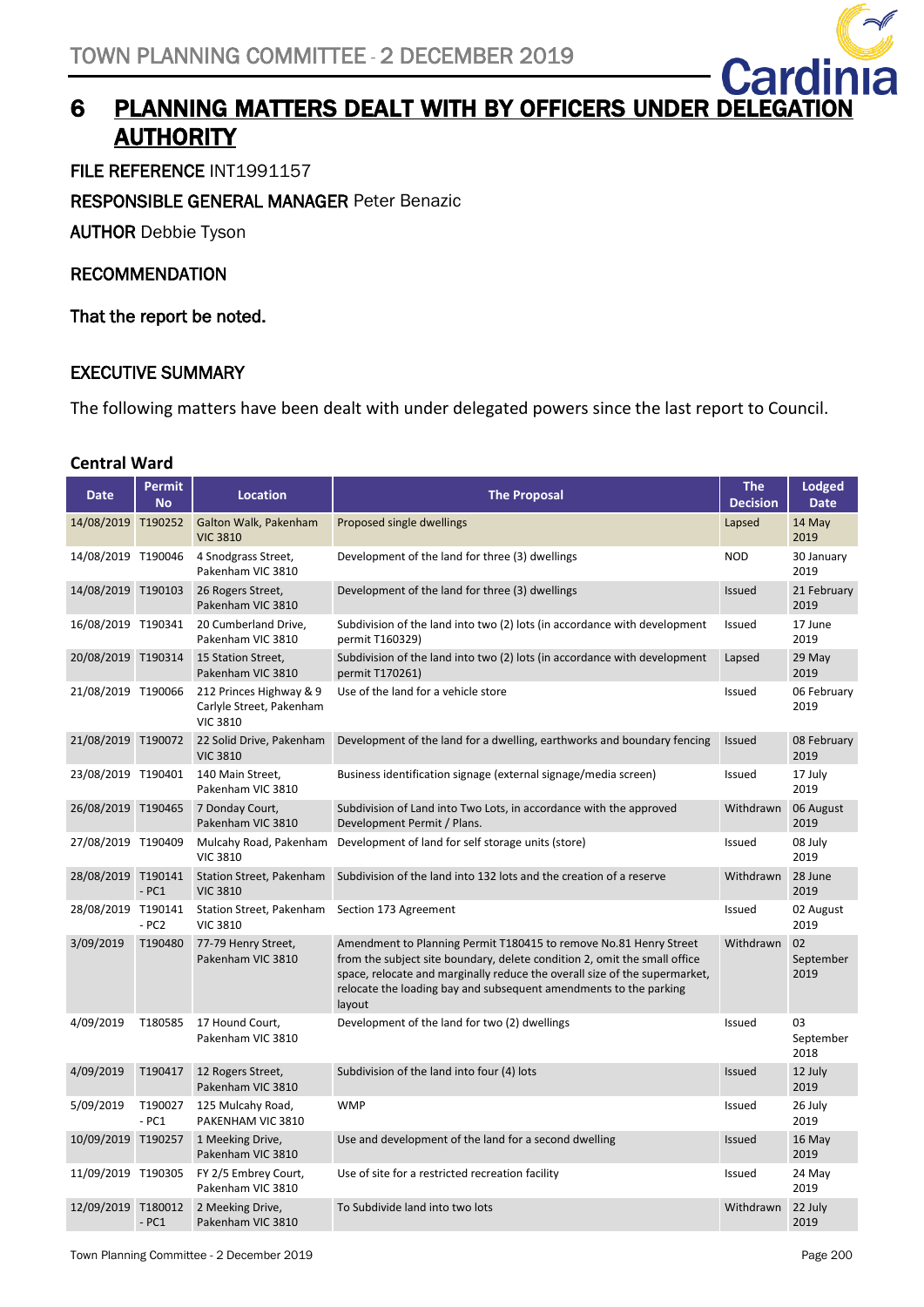# 6 PLANNING MATTERS DEALT WITH BY OFFICERS UNDER DELEGATION AUTHORITY

**FILE REFERENCE** INT1991157

**RESPONSIBLE GENERAL MANAGER** Peter Benazic

**AUTHOR** Debbie Tyson

## RECOMMENDATION

**That the report be noted.**

## EXECUTIVE SUMMARY

The following matters have been dealt with under delegated powers since the last report to Council.

### Central Ward

| Date | Permit No | Location | The Proposal | The Decision | Lodged Date |
|---|---|---|---|---|---|
| 14/08/2019 | T190252 | Galton Walk, Pakenham VIC 3810 | Proposed single dwellings | Lapsed | 14 May 2019 |
| 14/08/2019 | T190046 | 4 Snodgrass Street, Pakenham VIC 3810 | Development of the land for three (3) dwellings | NOD | 30 January 2019 |
| 14/08/2019 | T190103 | 26 Rogers Street, Pakenham VIC 3810 | Development of the land for three (3) dwellings | Issued | 21 February 2019 |
| 16/08/2019 | T190341 | 20 Cumberland Drive, Pakenham VIC 3810 | Subdivision of the land into two (2) lots (in accordance with development permit T160329) | Issued | 17 June 2019 |
| 20/08/2019 | T190314 | 15 Station Street, Pakenham VIC 3810 | Subdivision of the land into two (2) lots (in accordance with development permit T170261) | Lapsed | 29 May 2019 |
| 21/08/2019 | T190066 | 212 Princes Highway & 9 Carlyle Street, Pakenham VIC 3810 | Use of the land for a vehicle store | Issued | 06 February 2019 |
| 21/08/2019 | T190072 | 22 Solid Drive, Pakenham VIC 3810 | Development of the land for a dwelling, earthworks and boundary fencing | Issued | 08 February 2019 |
| 23/08/2019 | T190401 | 140 Main Street, Pakenham VIC 3810 | Business identification signage (external signage/media screen) | Issued | 17 July 2019 |
| 26/08/2019 | T190465 | 7 Donday Court, Pakenham VIC 3810 | Subdivision of Land into Two Lots, in accordance with the approved Development Permit / Plans. | Withdrawn | 06 August 2019 |
| 27/08/2019 | T190409 | Mulcahy Road, Pakenham VIC 3810 | Development of land for self storage units (store) | Issued | 08 July 2019 |
| 28/08/2019 | T190141 - PC1 | Station Street, Pakenham VIC 3810 | Subdivision of the land into 132 lots and the creation of a reserve | Withdrawn | 28 June 2019 |
| 28/08/2019 | T190141 - PC2 | Station Street, Pakenham VIC 3810 | Section 173 Agreement | Issued | 02 August 2019 |
| 3/09/2019 | T190480 | 77-79 Henry Street, Pakenham VIC 3810 | Amendment to Planning Permit T180415 to remove No.81 Henry Street from the subject site boundary, delete condition 2, omit the small office space, relocate and marginally reduce the overall size of the supermarket, relocate the loading bay and subsequent amendments to the parking layout | Withdrawn | 02 September 2019 |
| 4/09/2019 | T180585 | 17 Hound Court, Pakenham VIC 3810 | Development of the land for two (2) dwellings | Issued | 03 September 2018 |
| 4/09/2019 | T190417 | 12 Rogers Street, Pakenham VIC 3810 | Subdivision of the land into four (4) lots | Issued | 12 July 2019 |
| 5/09/2019 | T190027 - PC1 | 125 Mulcahy Road, PAKENHAM VIC 3810 | WMP | Issued | 26 July 2019 |
| 10/09/2019 | T190257 | 1 Meeking Drive, Pakenham VIC 3810 | Use and development of the land for a second dwelling | Issued | 16 May 2019 |
| 11/09/2019 | T190305 | FY 2/5 Embrey Court, Pakenham VIC 3810 | Use of site for a restricted recreation facility | Issued | 24 May 2019 |
| 12/09/2019 | T180012 - PC1 | 2 Meeking Drive, Pakenham VIC 3810 | To Subdivide land into two lots | Withdrawn | 22 July 2019 |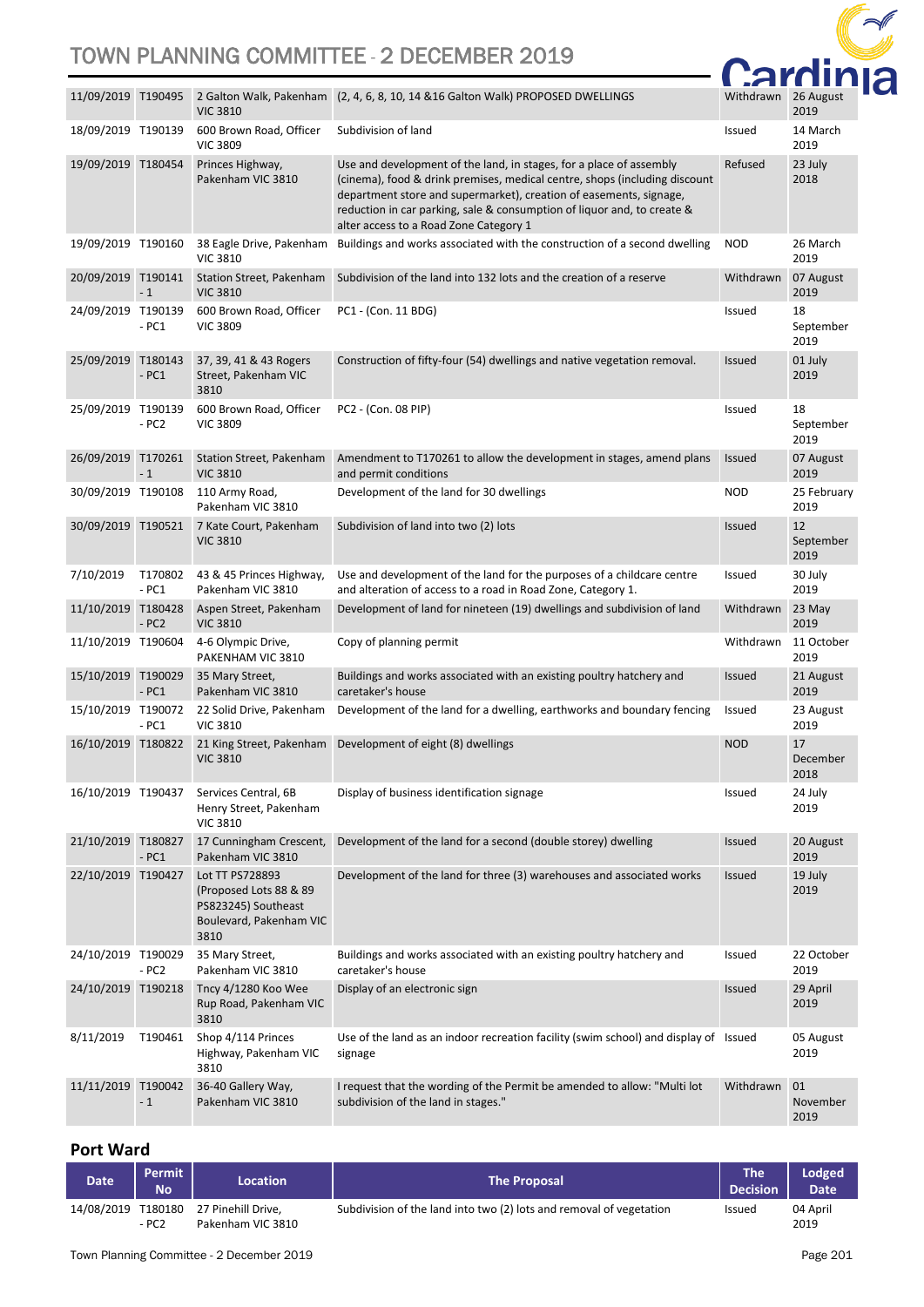| Date | Permit No | Location | The Proposal | The Decision | Lodged Date |
|---|---|---|---|---|---|
| 11/09/2019 | T190495 | 2 Galton Walk, Pakenham VIC 3810 | (2, 4, 6, 8, 10, 14 &16 Galton Walk) PROPOSED DWELLINGS | Withdrawn | 26 August 2019 |
| 18/09/2019 | T190139 | 600 Brown Road, Officer VIC 3809 | Subdivision of land | Issued | 14 March 2019 |
| 19/09/2019 | T180454 | Princes Highway, Pakenham VIC 3810 | Use and development of the land, in stages, for a place of assembly (cinema), food & drink premises, medical centre, shops (including discount department store and supermarket), creation of easements, signage, reduction in car parking, sale & consumption of liquor and, to create & alter access to a Road Zone Category 1 | Refused | 23 July 2018 |
| 19/09/2019 | T190160 | 38 Eagle Drive, Pakenham VIC 3810 | Buildings and works associated with the construction of a second dwelling | NOD | 26 March 2019 |
| 20/09/2019 | T190141 - 1 | Station Street, Pakenham VIC 3810 | Subdivision of the land into 132 lots and the creation of a reserve | Withdrawn | 07 August 2019 |
| 24/09/2019 | T190139 - PC1 | 600 Brown Road, Officer VIC 3809 | PC1 - (Con. 11 BDG) | Issued | 18 September 2019 |
| 25/09/2019 | T180143 - PC1 | 37, 39, 41 & 43 Rogers Street, Pakenham VIC 3810 | Construction of fifty-four (54) dwellings and native vegetation removal. | Issued | 01 July 2019 |
| 25/09/2019 | T190139 - PC2 | 600 Brown Road, Officer VIC 3809 | PC2 - (Con. 08 PIP) | Issued | 18 September 2019 |
| 26/09/2019 | T170261 - 1 | Station Street, Pakenham VIC 3810 | Amendment to T170261 to allow the development in stages, amend plans and permit conditions | Issued | 07 August 2019 |
| 30/09/2019 | T190108 | 110 Army Road, Pakenham VIC 3810 | Development of the land for 30 dwellings | NOD | 25 February 2019 |
| 30/09/2019 | T190521 | 7 Kate Court, Pakenham VIC 3810 | Subdivision of land into two (2) lots | Issued | 12 September 2019 |
| 7/10/2019 | T170802 - PC1 | 43 & 45 Princes Highway, Pakenham VIC 3810 | Use and development of the land for the purposes of a childcare centre and alteration of access to a road in Road Zone, Category 1. | Issued | 30 July 2019 |
| 11/10/2019 | T180428 - PC2 | Aspen Street, Pakenham VIC 3810 | Development of land for nineteen (19) dwellings and subdivision of land | Withdrawn | 23 May 2019 |
| 11/10/2019 | T190604 | 4-6 Olympic Drive, PAKENHAM VIC 3810 | Copy of planning permit | Withdrawn | 11 October 2019 |
| 15/10/2019 | T190029 - PC1 | 35 Mary Street, Pakenham VIC 3810 | Buildings and works associated with an existing poultry hatchery and caretaker's house | Issued | 21 August 2019 |
| 15/10/2019 | T190072 - PC1 | 22 Solid Drive, Pakenham VIC 3810 | Development of the land for a dwelling, earthworks and boundary fencing | Issued | 23 August 2019 |
| 16/10/2019 | T180822 | 21 King Street, Pakenham VIC 3810 | Development of eight (8) dwellings | NOD | 17 December 2018 |
| 16/10/2019 | T190437 | Services Central, 6B Henry Street, Pakenham VIC 3810 | Display of business identification signage | Issued | 24 July 2019 |
| 21/10/2019 | T180827 - PC1 | 17 Cunningham Crescent, Pakenham VIC 3810 | Development of the land for a second (double storey) dwelling | Issued | 20 August 2019 |
| 22/10/2019 | T190427 | Lot TT PS728893 (Proposed Lots 88 & 89 PS823245) Southeast Boulevard, Pakenham VIC 3810 | Development of the land for three (3) warehouses and associated works | Issued | 19 July 2019 |
| 24/10/2019 | T190029 - PC2 | 35 Mary Street, Pakenham VIC 3810 | Buildings and works associated with an existing poultry hatchery and caretaker's house | Issued | 22 October 2019 |
| 24/10/2019 | T190218 | Tncy 4/1280 Koo Wee Rup Road, Pakenham VIC 3810 | Display of an electronic sign | Issued | 29 April 2019 |
| 8/11/2019 | T190461 | Shop 4/114 Princes Highway, Pakenham VIC 3810 | Use of the land as an indoor recreation facility (swim school) and display of signage | Issued | 05 August 2019 |
| 11/11/2019 | T190042 - 1 | 36-40 Gallery Way, Pakenham VIC 3810 | I request that the wording of the Permit be amended to allow: "Multi lot subdivision of the land in stages." | Withdrawn | 01 November 2019 |

## Port Ward

| Date | Permit No | Location | The Proposal | The Decision | Lodged Date |
|---|---|---|---|---|---|
| 14/08/2019 | T180180 - PC2 | 27 Pinehill Drive, Pakenham VIC 3810 | Subdivision of the land into two (2) lots and removal of vegetation | Issued | 04 April 2019 |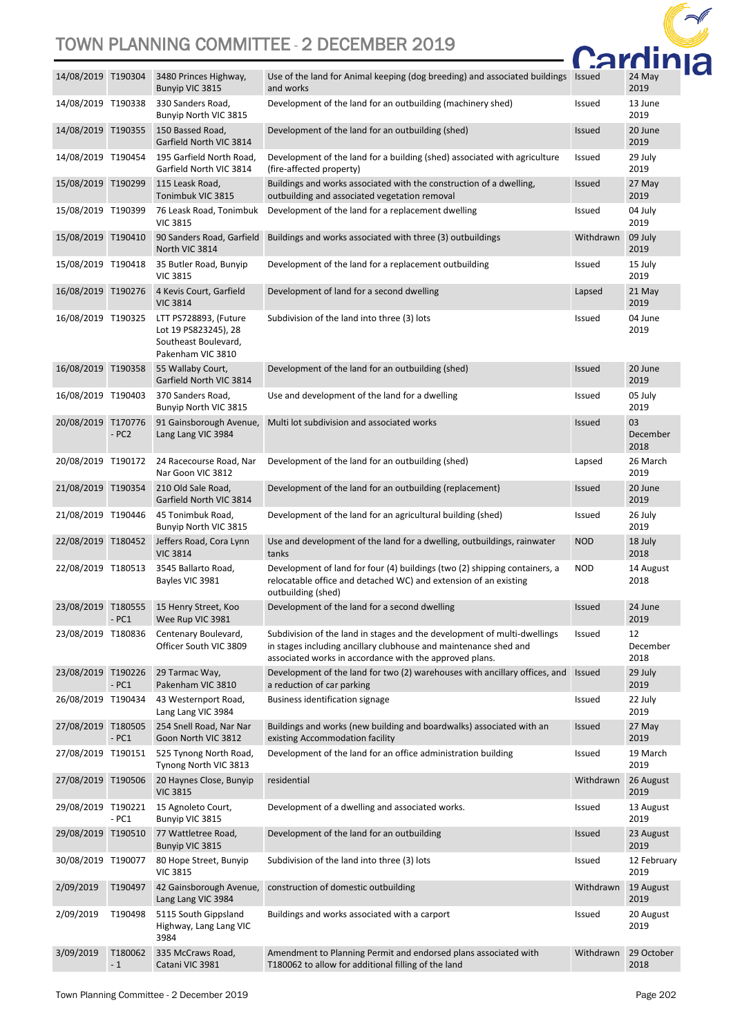| 14/08/2019 | T190304 | 3480 Princes Highway, Bunyip VIC 3815 | Use of the land for Animal keeping (dog breeding) and associated buildings and works | Issued | 24 May 2019 |
|---|---|---|---|---|---|
| 14/08/2019 | T190338 | 330 Sanders Road, Bunyip North VIC 3815 | Development of the land for an outbuilding (machinery shed) | Issued | 13 June 2019 |
| 14/08/2019 | T190355 | 150 Bassed Road, Garfield North VIC 3814 | Development of the land for an outbuilding (shed) | Issued | 20 June 2019 |
| 14/08/2019 | T190454 | 195 Garfield North Road, Garfield North VIC 3814 | Development of the land for a building (shed) associated with agriculture (fire-affected property) | Issued | 29 July 2019 |
| 15/08/2019 | T190299 | 115 Leask Road, Tonimbuk VIC 3815 | Buildings and works associated with the construction of a dwelling, outbuilding and associated vegetation removal | Issued | 27 May 2019 |
| 15/08/2019 | T190399 | 76 Leask Road, Tonimbuk VIC 3815 | Development of the land for a replacement dwelling | Issued | 04 July 2019 |
| 15/08/2019 | T190410 | 90 Sanders Road, Garfield North VIC 3814 | Buildings and works associated with three (3) outbuildings | Withdrawn | 09 July 2019 |
| 15/08/2019 | T190418 | 35 Butler Road, Bunyip VIC 3815 | Development of the land for a replacement outbuilding | Issued | 15 July 2019 |
| 16/08/2019 | T190276 | 4 Kevis Court, Garfield VIC 3814 | Development of land for a second dwelling | Lapsed | 21 May 2019 |
| 16/08/2019 | T190325 | LTT PS728893, (Future Lot 19 PS823245), 28 Southeast Boulevard, Pakenham VIC 3810 | Subdivision of the land into three (3) lots | Issued | 04 June 2019 |
| 16/08/2019 | T190358 | 55 Wallaby Court, Garfield North VIC 3814 | Development of the land for an outbuilding (shed) | Issued | 20 June 2019 |
| 16/08/2019 | T190403 | 370 Sanders Road, Bunyip North VIC 3815 | Use and development of the land for a dwelling | Issued | 05 July 2019 |
| 20/08/2019 | T170776 - PC2 | 91 Gainsborough Avenue, Lang Lang VIC 3984 | Multi lot subdivision and associated works | Issued | 03 December 2018 |
| 20/08/2019 | T190172 | 24 Racecourse Road, Nar Nar Goon VIC 3812 | Development of the land for an outbuilding (shed) | Lapsed | 26 March 2019 |
| 21/08/2019 | T190354 | 210 Old Sale Road, Garfield North VIC 3814 | Development of the land for an outbuilding (replacement) | Issued | 20 June 2019 |
| 21/08/2019 | T190446 | 45 Tonimbuk Road, Bunyip North VIC 3815 | Development of the land for an agricultural building (shed) | Issued | 26 July 2019 |
| 22/08/2019 | T180452 | Jeffers Road, Cora Lynn VIC 3814 | Use and development of the land for a dwelling, outbuildings, rainwater tanks | NOD | 18 July 2018 |
| 22/08/2019 | T180513 | 3545 Ballarto Road, Bayles VIC 3981 | Development of land for four (4) buildings (two (2) shipping containers, a relocatable office and detached WC) and extension of an existing outbuilding (shed) | NOD | 14 August 2018 |
| 23/08/2019 | T180555 - PC1 | 15 Henry Street, Koo Wee Rup VIC 3981 | Development of the land for a second dwelling | Issued | 24 June 2019 |
| 23/08/2019 | T180836 | Centenary Boulevard, Officer South VIC 3809 | Subdivision of the land in stages and the development of multi-dwellings in stages including ancillary clubhouse and maintenance shed and associated works in accordance with the approved plans. | Issued | 12 December 2018 |
| 23/08/2019 | T190226 - PC1 | 29 Tarmac Way, Pakenham VIC 3810 | Development of the land for two (2) warehouses with ancillary offices, and a reduction of car parking | Issued | 29 July 2019 |
| 26/08/2019 | T190434 | 43 Westernport Road, Lang Lang VIC 3984 | Business identification signage | Issued | 22 July 2019 |
| 27/08/2019 | T180505 - PC1 | 254 Snell Road, Nar Nar Goon North VIC 3812 | Buildings and works (new building and boardwalks) associated with an existing Accommodation facility | Issued | 27 May 2019 |
| 27/08/2019 | T190151 | 525 Tynong North Road, Tynong North VIC 3813 | Development of the land for an office administration building | Issued | 19 March 2019 |
| 27/08/2019 | T190506 | 20 Haynes Close, Bunyip VIC 3815 | residential | Withdrawn | 26 August 2019 |
| 29/08/2019 | T190221 - PC1 | 15 Agnoleto Court, Bunyip VIC 3815 | Development of a dwelling and associated works. | Issued | 13 August 2019 |
| 29/08/2019 | T190510 | 77 Wattletree Road, Bunyip VIC 3815 | Development of the land for an outbuilding | Issued | 23 August 2019 |
| 30/08/2019 | T190077 | 80 Hope Street, Bunyip VIC 3815 | Subdivision of the land into three (3) lots | Issued | 12 February 2019 |
| 2/09/2019 | T190497 | 42 Gainsborough Avenue, Lang Lang VIC 3984 | construction of domestic outbuilding | Withdrawn | 19 August 2019 |
| 2/09/2019 | T190498 | 5115 South Gippsland Highway, Lang Lang VIC 3984 | Buildings and works associated with a carport | Issued | 20 August 2019 |
| 3/09/2019 | T180062 - 1 | 335 McCraws Road, Catani VIC 3981 | Amendment to Planning Permit and endorsed plans associated with T180062 to allow for additional filling of the land | Withdrawn | 29 October 2018 |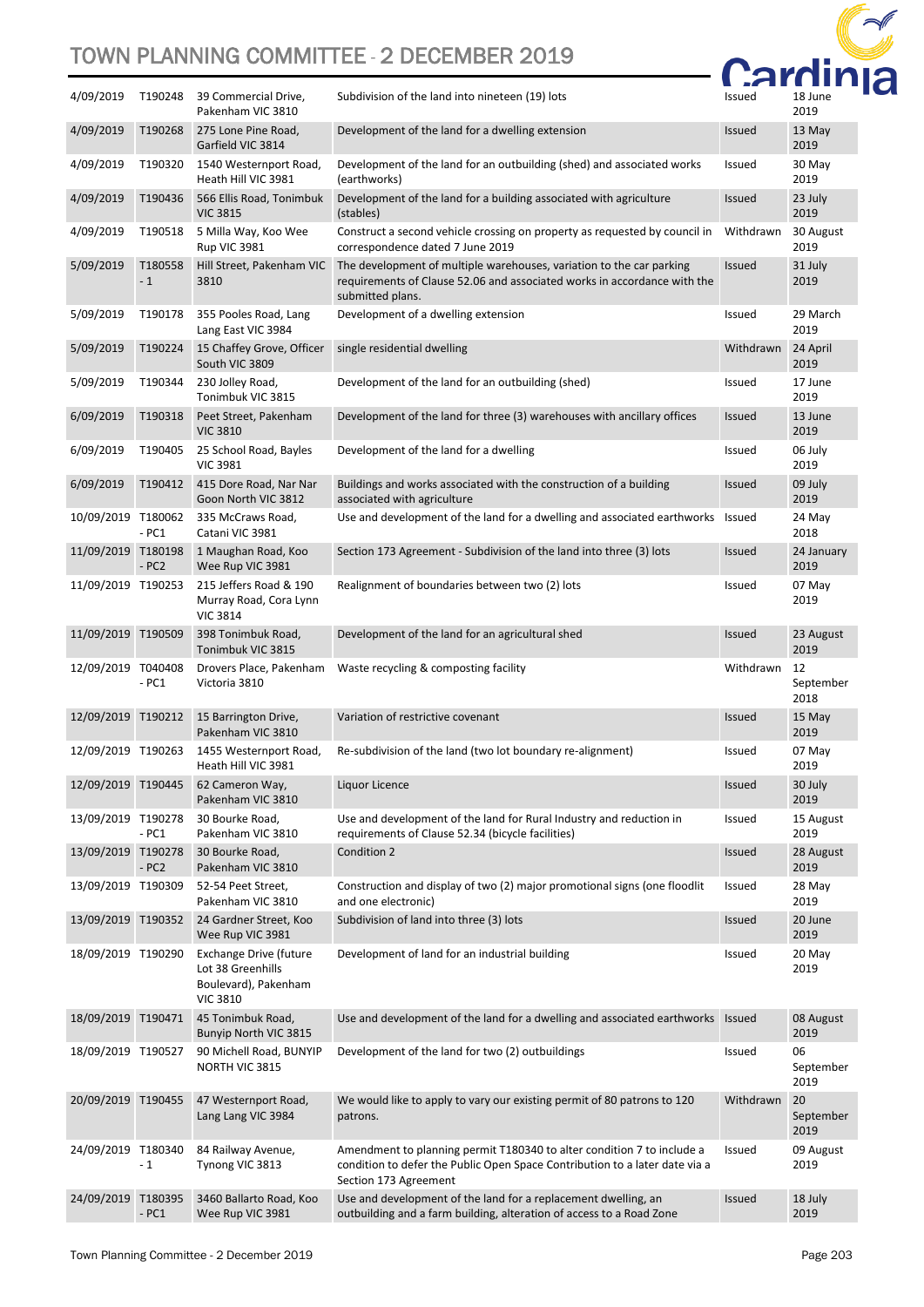| | | | | | |
|---|---|---|---|---|---|
| 4/09/2019 | T190248 | 39 Commercial Drive, Pakenham VIC 3810 | Subdivision of the land into nineteen (19) lots | Issued | 18 June 2019 |
| 4/09/2019 | T190268 | 275 Lone Pine Road, Garfield VIC 3814 | Development of the land for a dwelling extension | Issued | 13 May 2019 |
| 4/09/2019 | T190320 | 1540 Westernport Road, Heath Hill VIC 3981 | Development of the land for an outbuilding (shed) and associated works (earthworks) | Issued | 30 May 2019 |
| 4/09/2019 | T190436 | 566 Ellis Road, Tonimbuk VIC 3815 | Development of the land for a building associated with agriculture (stables) | Issued | 23 July 2019 |
| 4/09/2019 | T190518 | 5 Milla Way, Koo Wee Rup VIC 3981 | Construct a second vehicle crossing on property as requested by council in correspondence dated 7 June 2019 | Withdrawn | 30 August 2019 |
| 5/09/2019 | T180558 - 1 | Hill Street, Pakenham VIC 3810 | The development of multiple warehouses, variation to the car parking requirements of Clause 52.06 and associated works in accordance with the submitted plans. | Issued | 31 July 2019 |
| 5/09/2019 | T190178 | 355 Pooles Road, Lang Lang East VIC 3984 | Development of a dwelling extension | Issued | 29 March 2019 |
| 5/09/2019 | T190224 | 15 Chaffey Grove, Officer South VIC 3809 | single residential dwelling | Withdrawn | 24 April 2019 |
| 5/09/2019 | T190344 | 230 Jolley Road, Tonimbuk VIC 3815 | Development of the land for an outbuilding (shed) | Issued | 17 June 2019 |
| 6/09/2019 | T190318 | Peet Street, Pakenham VIC 3810 | Development of the land for three (3) warehouses with ancillary offices | Issued | 13 June 2019 |
| 6/09/2019 | T190405 | 25 School Road, Bayles VIC 3981 | Development of the land for a dwelling | Issued | 06 July 2019 |
| 6/09/2019 | T190412 | 415 Dore Road, Nar Nar Goon North VIC 3812 | Buildings and works associated with the construction of a building associated with agriculture | Issued | 09 July 2019 |
| 10/09/2019 | T180062 - PC1 | 335 McCraws Road, Catani VIC 3981 | Use and development of the land for a dwelling and associated earthworks | Issued | 24 May 2018 |
| 11/09/2019 | T180198 - PC2 | 1 Maughan Road, Koo Wee Rup VIC 3981 | Section 173 Agreement - Subdivision of the land into three (3) lots | Issued | 24 January 2019 |
| 11/09/2019 | T190253 | 215 Jeffers Road & 190 Murray Road, Cora Lynn VIC 3814 | Realignment of boundaries between two (2) lots | Issued | 07 May 2019 |
| 11/09/2019 | T190509 | 398 Tonimbuk Road, Tonimbuk VIC 3815 | Development of the land for an agricultural shed | Issued | 23 August 2019 |
| 12/09/2019 | T040408 - PC1 | Drovers Place, Pakenham Victoria 3810 | Waste recycling & composting facility | Withdrawn | 12 September 2018 |
| 12/09/2019 | T190212 | 15 Barrington Drive, Pakenham VIC 3810 | Variation of restrictive covenant | Issued | 15 May 2019 |
| 12/09/2019 | T190263 | 1455 Westernport Road, Heath Hill VIC 3981 | Re-subdivision of the land (two lot boundary re-alignment) | Issued | 07 May 2019 |
| 12/09/2019 | T190445 | 62 Cameron Way, Pakenham VIC 3810 | Liquor Licence | Issued | 30 July 2019 |
| 13/09/2019 | T190278 - PC1 | 30 Bourke Road, Pakenham VIC 3810 | Use and development of the land for Rural Industry and reduction in requirements of Clause 52.34 (bicycle facilities) | Issued | 15 August 2019 |
| 13/09/2019 | T190278 - PC2 | 30 Bourke Road, Pakenham VIC 3810 | Condition 2 | Issued | 28 August 2019 |
| 13/09/2019 | T190309 | 52-54 Peet Street, Pakenham VIC 3810 | Construction and display of two (2) major promotional signs (one floodlit and one electronic) | Issued | 28 May 2019 |
| 13/09/2019 | T190352 | 24 Gardner Street, Koo Wee Rup VIC 3981 | Subdivision of land into three (3) lots | Issued | 20 June 2019 |
| 18/09/2019 | T190290 | Exchange Drive (future Lot 38 Greenhills Boulevard), Pakenham VIC 3810 | Development of land for an industrial building | Issued | 20 May 2019 |
| 18/09/2019 | T190471 | 45 Tonimbuk Road, Bunyip North VIC 3815 | Use and development of the land for a dwelling and associated earthworks | Issued | 08 August 2019 |
| 18/09/2019 | T190527 | 90 Michell Road, BUNYIP NORTH VIC 3815 | Development of the land for two (2) outbuildings | Issued | 06 September 2019 |
| 20/09/2019 | T190455 | 47 Westernport Road, Lang Lang VIC 3984 | We would like to apply to vary our existing permit of 80 patrons to 120 patrons. | Withdrawn | 20 September 2019 |
| 24/09/2019 | T180340 - 1 | 84 Railway Avenue, Tynong VIC 3813 | Amendment to planning permit T180340 to alter condition 7 to include a condition to defer the Public Open Space Contribution to a later date via a Section 173 Agreement | Issued | 09 August 2019 |
| 24/09/2019 | T180395 - PC1 | 3460 Ballarto Road, Koo Wee Rup VIC 3981 | Use and development of the land for a replacement dwelling, an outbuilding and a farm building, alteration of access to a Road Zone | Issued | 18 July 2019 |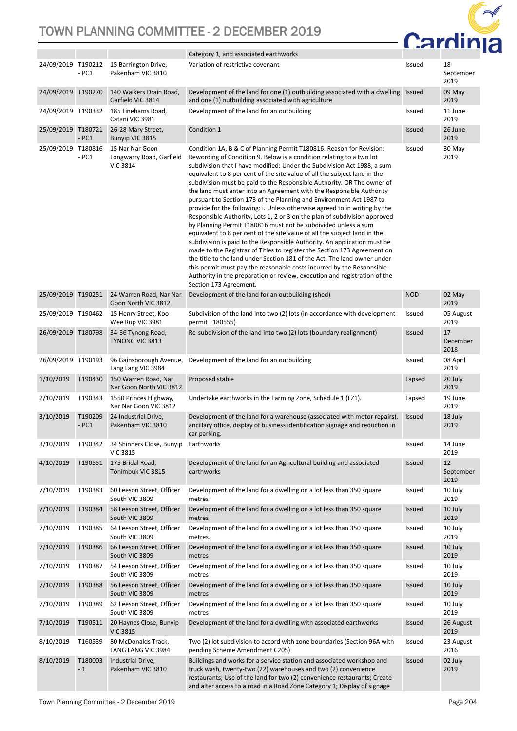| | | | | | |
|---|---|---|---|---|---|
| | | | Category 1, and associated earthworks | | |
| 24/09/2019 | T190212 - PC1 | 15 Barrington Drive, Pakenham VIC 3810 | Variation of restrictive covenant | Issued | 18 September 2019 |
| 24/09/2019 | T190270 | 140 Walkers Drain Road, Garfield VIC 3814 | Development of the land for one (1) outbuilding associated with a dwelling and one (1) outbuilding associated with agriculture | Issued | 09 May 2019 |
| 24/09/2019 | T190332 | 185 Linehams Road, Catani VIC 3981 | Development of the land for an outbuilding | Issued | 11 June 2019 |
| 25/09/2019 | T180721 - PC1 | 26-28 Mary Street, Bunyip VIC 3815 | Condition 1 | Issued | 26 June 2019 |
| 25/09/2019 | T180816 - PC1 | 15 Nar Nar Goon-Longwarry Road, Garfield VIC 3814 | Condition 1A, B & C of Planning Permit T180816. Reason for Revision: Rewording of Condition 9. Below is a condition relating to a two lot subdivision that I have modified: Under the Subdivision Act 1988, a sum equivalent to 8 per cent of the site value of all the subject land in the subdivision must be paid to the Responsible Authority. OR The owner of the land must enter into an Agreement with the Responsible Authority pursuant to Section 173 of the Planning and Environment Act 1987 to provide for the following: i. Unless otherwise agreed to in writing by the Responsible Authority, Lots 1, 2 or 3 on the plan of subdivision approved by Planning Permit T180816 must not be subdivided unless a sum equivalent to 8 per cent of the site value of all the subject land in the subdivision is paid to the Responsible Authority. An application must be made to the Registrar of Titles to register the Section 173 Agreement on the title to the land under Section 181 of the Act. The land owner under this permit must pay the reasonable costs incurred by the Responsible Authority in the preparation or review, execution and registration of the Section 173 Agreement. | Issued | 30 May 2019 |
| 25/09/2019 | T190251 | 24 Warren Road, Nar Nar Goon North VIC 3812 | Development of the land for an outbuilding (shed) | NOD | 02 May 2019 |
| 25/09/2019 | T190462 | 15 Henry Street, Koo Wee Rup VIC 3981 | Subdivision of the land into two (2) lots (in accordance with development permit T180555) | Issued | 05 August 2019 |
| 26/09/2019 | T180798 | 34-36 Tynong Road, TYNONG VIC 3813 | Re-subdivision of the land into two (2) lots (boundary realignment) | Issued | 17 December 2018 |
| 26/09/2019 | T190193 | 96 Gainsborough Avenue, Lang Lang VIC 3984 | Development of the land for an outbuilding | Issued | 08 April 2019 |
| 1/10/2019 | T190430 | 150 Warren Road, Nar Nar Goon North VIC 3812 | Proposed stable | Lapsed | 20 July 2019 |
| 2/10/2019 | T190343 | 1550 Princes Highway, Nar Nar Goon VIC 3812 | Undertake earthworks in the Farming Zone, Schedule 1 (FZ1). | Lapsed | 19 June 2019 |
| 3/10/2019 | T190209 - PC1 | 24 Industrial Drive, Pakenham VIC 3810 | Development of the land for a warehouse (associated with motor repairs), ancillary office, display of business identification signage and reduction in car parking. | Issued | 18 July 2019 |
| 3/10/2019 | T190342 | 34 Shinners Close, Bunyip VIC 3815 | Earthworks | Issued | 14 June 2019 |
| 4/10/2019 | T190551 | 175 Bridal Road, Tonimbuk VIC 3815 | Development of the land for an Agricultural building and associated earthworks | Issued | 12 September 2019 |
| 7/10/2019 | T190383 | 60 Leeson Street, Officer South VIC 3809 | Development of the land for a dwelling on a lot less than 350 square metres | Issued | 10 July 2019 |
| 7/10/2019 | T190384 | 58 Leeson Street, Officer South VIC 3809 | Development of the land for a dwelling on a lot less than 350 square metres | Issued | 10 July 2019 |
| 7/10/2019 | T190385 | 64 Leeson Street, Officer South VIC 3809 | Development of the land for a dwelling on a lot less than 350 square metres. | Issued | 10 July 2019 |
| 7/10/2019 | T190386 | 66 Leeson Street, Officer South VIC 3809 | Development of the land for a dwelling on a lot less than 350 square metres | Issued | 10 July 2019 |
| 7/10/2019 | T190387 | 54 Leeson Street, Officer South VIC 3809 | Development of the land for a dwelling on a lot less than 350 square metres | Issued | 10 July 2019 |
| 7/10/2019 | T190388 | 56 Leeson Street, Officer South VIC 3809 | Development of the land for a dwelling on a lot less than 350 square metres | Issued | 10 July 2019 |
| 7/10/2019 | T190389 | 62 Leeson Street, Officer South VIC 3809 | Development of the land for a dwelling on a lot less than 350 square metres | Issued | 10 July 2019 |
| 7/10/2019 | T190511 | 20 Haynes Close, Bunyip VIC 3815 | Development of the land for a dwelling with associated earthworks | Issued | 26 August 2019 |
| 8/10/2019 | T160539 | 80 McDonalds Track, LANG LANG VIC 3984 | Two (2) lot subdivision to accord with zone boundaries (Section 96A with pending Scheme Amendment C205) | Issued | 23 August 2016 |
| 8/10/2019 | T180003 - 1 | Industrial Drive, Pakenham VIC 3810 | Buildings and works for a service station and associated workshop and truck wash, twenty-two (22) warehouses and two (2) convenience restaurants; Use of the land for two (2) convenience restaurants; Create and alter access to a road in a Road Zone Category 1; Display of signage | Issued | 02 July 2019 |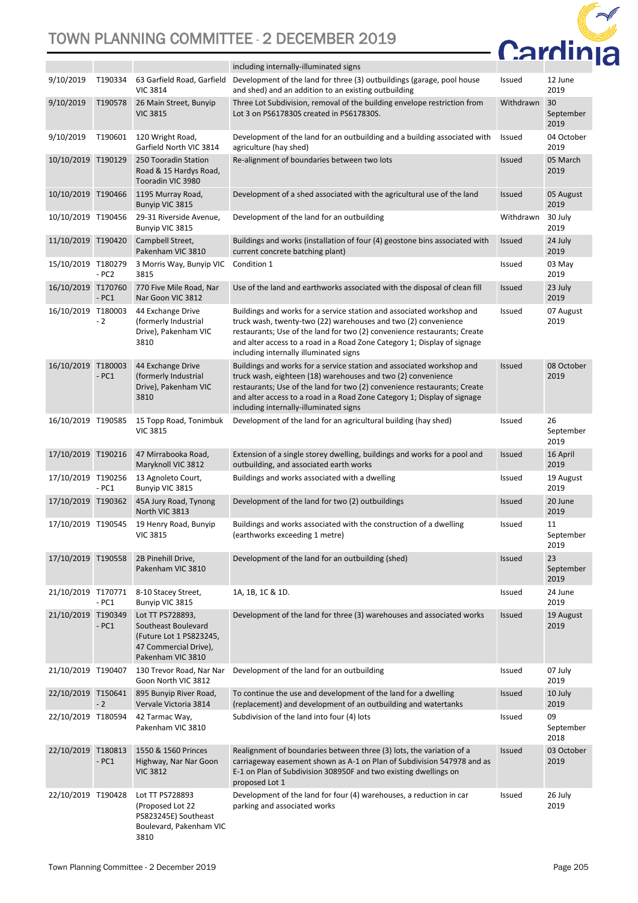| | | | including internally-illuminated signs | | |
|---|---|---|---|---|---|
| 9/10/2019 | T190334 | 63 Garfield Road, Garfield VIC 3814 | Development of the land for three (3) outbuildings (garage, pool house and shed) and an addition to an existing outbuilding | Issued | 12 June 2019 |
| 9/10/2019 | T190578 | 26 Main Street, Bunyip VIC 3815 | Three Lot Subdivision, removal of the building envelope restriction from Lot 3 on PS617830S created in PS617830S. | Withdrawn | 30 September 2019 |
| 9/10/2019 | T190601 | 120 Wright Road, Garfield North VIC 3814 | Development of the land for an outbuilding and a building associated with agriculture (hay shed) | Issued | 04 October 2019 |
| 10/10/2019 | T190129 | 250 Tooradin Station Road & 15 Hardys Road, Tooradin VIC 3980 | Re-alignment of boundaries between two lots | Issued | 05 March 2019 |
| 10/10/2019 | T190466 | 1195 Murray Road, Bunyip VIC 3815 | Development of a shed associated with the agricultural use of the land | Issued | 05 August 2019 |
| 10/10/2019 | T190456 | 29-31 Riverside Avenue, Bunyip VIC 3815 | Development of the land for an outbuilding | Withdrawn | 30 July 2019 |
| 11/10/2019 | T190420 | Campbell Street, Pakenham VIC 3810 | Buildings and works (installation of four (4) geostone bins associated with current concrete batching plant) | Issued | 24 July 2019 |
| 15/10/2019 | T180279 - PC2 | 3 Morris Way, Bunyip VIC 3815 | Condition 1 | Issued | 03 May 2019 |
| 16/10/2019 | T170760 - PC1 | 770 Five Mile Road, Nar Nar Goon VIC 3812 | Use of the land and earthworks associated with the disposal of clean fill | Issued | 23 July 2019 |
| 16/10/2019 | T180003 - 2 | 44 Exchange Drive (formerly Industrial Drive), Pakenham VIC 3810 | Buildings and works for a service station and associated workshop and truck wash, twenty-two (22) warehouses and two (2) convenience restaurants; Use of the land for two (2) convenience restaurants; Create and alter access to a road in a Road Zone Category 1; Display of signage including internally illuminated signs | Issued | 07 August 2019 |
| 16/10/2019 | T180003 - PC1 | 44 Exchange Drive (formerly Industrial Drive), Pakenham VIC 3810 | Buildings and works for a service station and associated workshop and truck wash, eighteen (18) warehouses and two (2) convenience restaurants; Use of the land for two (2) convenience restaurants; Create and alter access to a road in a Road Zone Category 1; Display of signage including internally-illuminated signs | Issued | 08 October 2019 |
| 16/10/2019 | T190585 | 15 Topp Road, Tonimbuk VIC 3815 | Development of the land for an agricultural building (hay shed) | Issued | 26 September 2019 |
| 17/10/2019 | T190216 | 47 Mirrabooka Road, Maryknoll VIC 3812 | Extension of a single storey dwelling, buildings and works for a pool and outbuilding, and associated earth works | Issued | 16 April 2019 |
| 17/10/2019 | T190256 - PC1 | 13 Agnoleto Court, Bunyip VIC 3815 | Buildings and works associated with a dwelling | Issued | 19 August 2019 |
| 17/10/2019 | T190362 | 45A Jury Road, Tynong North VIC 3813 | Development of the land for two (2) outbuildings | Issued | 20 June 2019 |
| 17/10/2019 | T190545 | 19 Henry Road, Bunyip VIC 3815 | Buildings and works associated with the construction of a dwelling (earthworks exceeding 1 metre) | Issued | 11 September 2019 |
| 17/10/2019 | T190558 | 2B Pinehill Drive, Pakenham VIC 3810 | Development of the land for an outbuilding (shed) | Issued | 23 September 2019 |
| 21/10/2019 | T170771 - PC1 | 8-10 Stacey Street, Bunyip VIC 3815 | 1A, 1B, 1C & 1D. | Issued | 24 June 2019 |
| 21/10/2019 | T190349 - PC1 | Lot TT PS728893, Southeast Boulevard (Future Lot 1 PS823245, 47 Commercial Drive), Pakenham VIC 3810 | Development of the land for three (3) warehouses and associated works | Issued | 19 August 2019 |
| 21/10/2019 | T190407 | 130 Trevor Road, Nar Nar Goon North VIC 3812 | Development of the land for an outbuilding | Issued | 07 July 2019 |
| 22/10/2019 | T150641 - 2 | 895 Bunyip River Road, Vervale Victoria 3814 | To continue the use and development of the land for a dwelling (replacement) and development of an outbuilding and watertanks | Issued | 10 July 2019 |
| 22/10/2019 | T180594 | 42 Tarmac Way, Pakenham VIC 3810 | Subdivision of the land into four (4) lots | Issued | 09 September 2018 |
| 22/10/2019 | T180813 - PC1 | 1550 & 1560 Princes Highway, Nar Nar Goon VIC 3812 | Realignment of boundaries between three (3) lots, the variation of a carriageway easement shown as A-1 on Plan of Subdivision 547978 and as E-1 on Plan of Subdivision 308950F and two existing dwellings on proposed Lot 1 | Issued | 03 October 2019 |
| 22/10/2019 | T190428 | Lot TT PS728893 (Proposed Lot 22 PS823245E) Southeast Boulevard, Pakenham VIC 3810 | Development of the land for four (4) warehouses, a reduction in car parking and associated works | Issued | 26 July 2019 |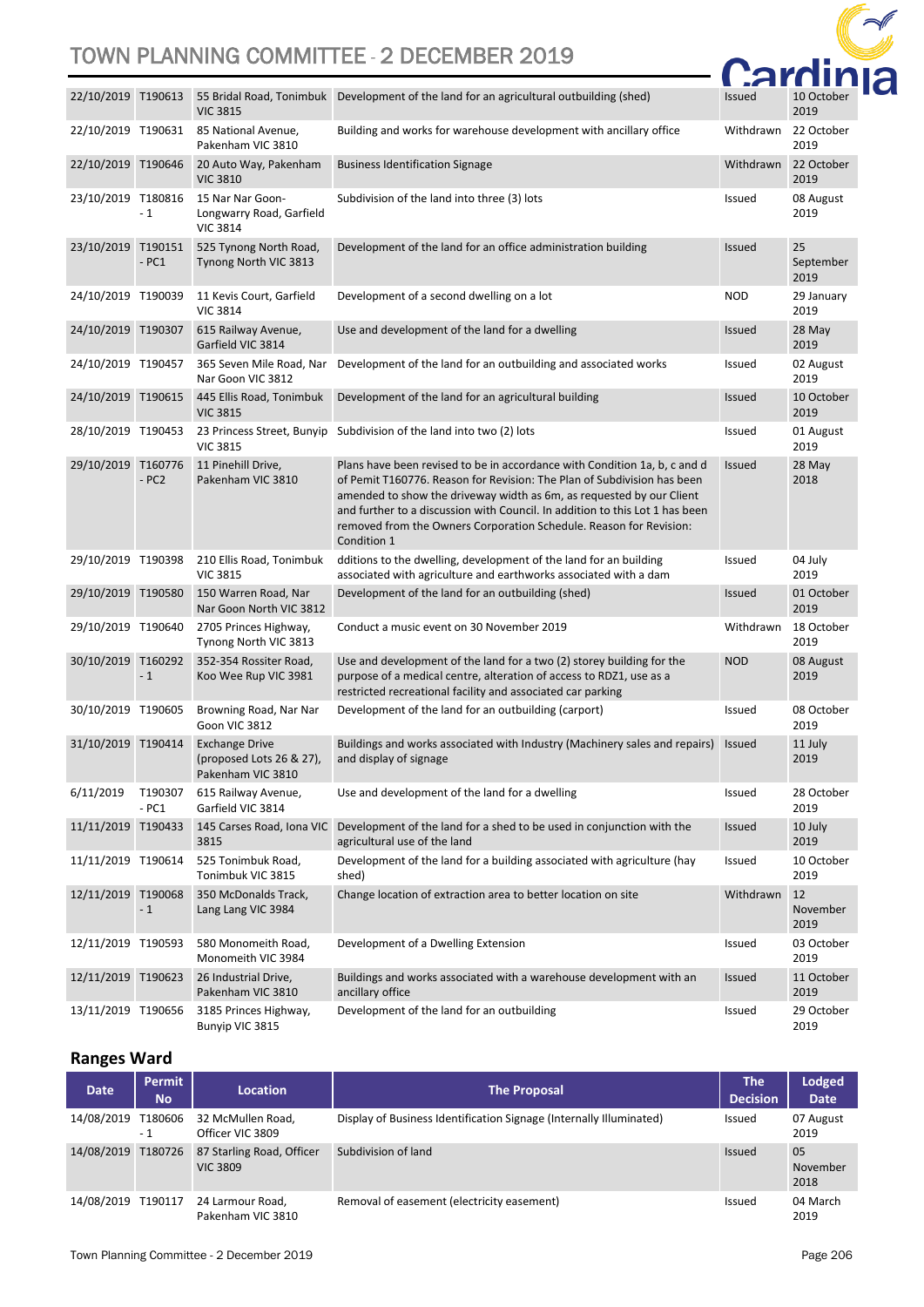| Date | Permit No | Location | The Proposal | The Decision | Lodged Date |
|---|---|---|---|---|---|
| 22/10/2019 | T190613 | 55 Bridal Road, Tonimbuk VIC 3815 | Development of the land for an agricultural outbuilding (shed) | Issued | 10 October 2019 |
| 22/10/2019 | T190631 | 85 National Avenue, Pakenham VIC 3810 | Building and works for warehouse development with ancillary office | Withdrawn | 22 October 2019 |
| 22/10/2019 | T190646 | 20 Auto Way, Pakenham VIC 3810 | Business Identification Signage | Withdrawn | 22 October 2019 |
| 23/10/2019 | T180816 - 1 | 15 Nar Nar Goon-Longwarry Road, Garfield VIC 3814 | Subdivision of the land into three (3) lots | Issued | 08 August 2019 |
| 23/10/2019 | T190151 - PC1 | 525 Tynong North Road, Tynong North VIC 3813 | Development of the land for an office administration building | Issued | 25 September 2019 |
| 24/10/2019 | T190039 | 11 Kevis Court, Garfield VIC 3814 | Development of a second dwelling on a lot | NOD | 29 January 2019 |
| 24/10/2019 | T190307 | 615 Railway Avenue, Garfield VIC 3814 | Use and development of the land for a dwelling | Issued | 28 May 2019 |
| 24/10/2019 | T190457 | 365 Seven Mile Road, Nar Nar Goon VIC 3812 | Development of the land for an outbuilding and associated works | Issued | 02 August 2019 |
| 24/10/2019 | T190615 | 445 Ellis Road, Tonimbuk VIC 3815 | Development of the land for an agricultural building | Issued | 10 October 2019 |
| 28/10/2019 | T190453 | 23 Princess Street, Bunyip VIC 3815 | Subdivision of the land into two (2) lots | Issued | 01 August 2019 |
| 29/10/2019 | T160776 - PC2 | 11 Pinehill Drive, Pakenham VIC 3810 | Plans have been revised to be in accordance with Condition 1a, b, c and d of Permit T160776. Reason for Revision: The Plan of Subdivision has been amended to show the driveway width as 6m, as requested by our Client and further to a discussion with Council. In addition to this Lot 1 has been removed from the Owners Corporation Schedule. Reason for Revision: Condition 1 | Issued | 28 May 2018 |
| 29/10/2019 | T190398 | 210 Ellis Road, Tonimbuk VIC 3815 | dditions to the dwelling, development of the land for an building associated with agriculture and earthworks associated with a dam | Issued | 04 July 2019 |
| 29/10/2019 | T190580 | 150 Warren Road, Nar Nar Goon North VIC 3812 | Development of the land for an outbuilding (shed) | Issued | 01 October 2019 |
| 29/10/2019 | T190640 | 2705 Princes Highway, Tynong North VIC 3813 | Conduct a music event on 30 November 2019 | Withdrawn | 18 October 2019 |
| 30/10/2019 | T160292 - 1 | 352-354 Rossiter Road, Koo Wee Rup VIC 3981 | Use and development of the land for a two (2) storey building for the purpose of a medical centre, alteration of access to RDZ1, use as a restricted recreational facility and associated car parking | NOD | 08 August 2019 |
| 30/10/2019 | T190605 | Browning Road, Nar Nar Goon VIC 3812 | Development of the land for an outbuilding (carport) | Issued | 08 October 2019 |
| 31/10/2019 | T190414 | Exchange Drive (proposed Lots 26 & 27), Pakenham VIC 3810 | Buildings and works associated with Industry (Machinery sales and repairs) and display of signage | Issued | 11 July 2019 |
| 6/11/2019 | T190307 - PC1 | 615 Railway Avenue, Garfield VIC 3814 | Use and development of the land for a dwelling | Issued | 28 October 2019 |
| 11/11/2019 | T190433 | 145 Carses Road, Iona VIC 3815 | Development of the land for a shed to be used in conjunction with the agricultural use of the land | Issued | 10 July 2019 |
| 11/11/2019 | T190614 | 525 Tonimbuk Road, Tonimbuk VIC 3815 | Development of the land for a building associated with agriculture (hay shed) | Issued | 10 October 2019 |
| 12/11/2019 | T190068 - 1 | 350 McDonalds Track, Lang Lang VIC 3984 | Change location of extraction area to better location on site | Withdrawn | 12 November 2019 |
| 12/11/2019 | T190593 | 580 Monomeith Road, Monomeith VIC 3984 | Development of a Dwelling Extension | Issued | 03 October 2019 |
| 12/11/2019 | T190623 | 26 Industrial Drive, Pakenham VIC 3810 | Buildings and works associated with a warehouse development with an ancillary office | Issued | 11 October 2019 |
| 13/11/2019 | T190656 | 3185 Princes Highway, Bunyip VIC 3815 | Development of the land for an outbuilding | Issued | 29 October 2019 |

## Ranges Ward

| Date | Permit No | Location | The Proposal | The Decision | Lodged Date |
|---|---|---|---|---|---|
| 14/08/2019 | T180606 - 1 | 32 McMullen Road, Officer VIC 3809 | Display of Business Identification Signage (Internally Illuminated) | Issued | 07 August 2019 |
| 14/08/2019 | T180726 | 87 Starling Road, Officer VIC 3809 | Subdivision of land | Issued | 05 November 2018 |
| 14/08/2019 | T190117 | 24 Larmour Road, Pakenham VIC 3810 | Removal of easement (electricity easement) | Issued | 04 March 2019 |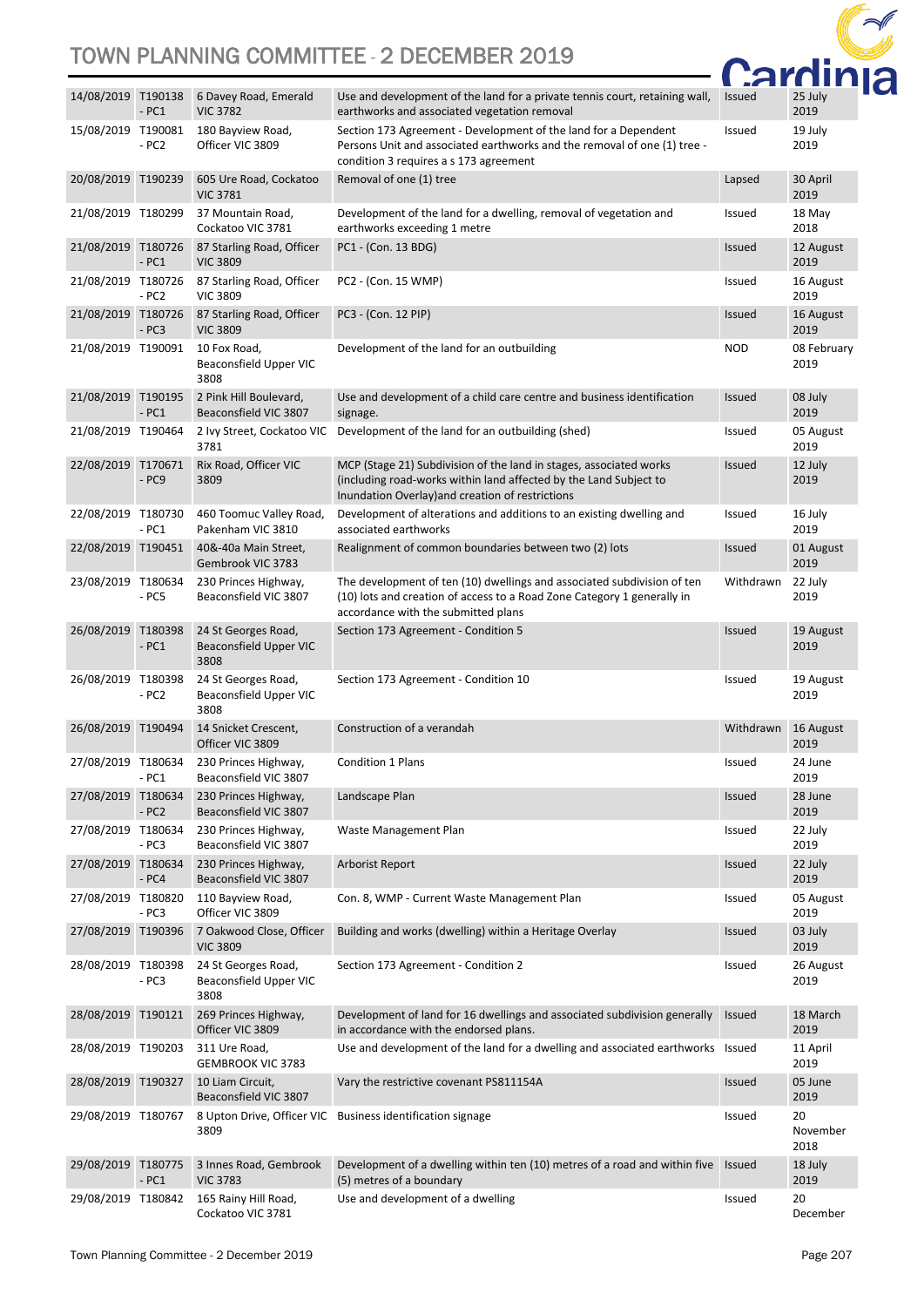| | | | | | |
|---|---|---|---|---|---|
| 14/08/2019 | T190138 - PC1 | 6 Davey Road, Emerald VIC 3782 | Use and development of the land for a private tennis court, retaining wall, earthworks and associated vegetation removal | Issued | 25 July 2019 |
| 15/08/2019 | T190081 - PC2 | 180 Bayview Road, Officer VIC 3809 | Section 173 Agreement - Development of the land for a Dependent Persons Unit and associated earthworks and the removal of one (1) tree - condition 3 requires a s 173 agreement | Issued | 19 July 2019 |
| 20/08/2019 | T190239 | 605 Ure Road, Cockatoo VIC 3781 | Removal of one (1) tree | Lapsed | 30 April 2019 |
| 21/08/2019 | T180299 | 37 Mountain Road, Cockatoo VIC 3781 | Development of the land for a dwelling, removal of vegetation and earthworks exceeding 1 metre | Issued | 18 May 2018 |
| 21/08/2019 | T180726 - PC1 | 87 Starling Road, Officer VIC 3809 | PC1 - (Con. 13 BDG) | Issued | 12 August 2019 |
| 21/08/2019 | T180726 - PC2 | 87 Starling Road, Officer VIC 3809 | PC2 - (Con. 15 WMP) | Issued | 16 August 2019 |
| 21/08/2019 | T180726 - PC3 | 87 Starling Road, Officer VIC 3809 | PC3 - (Con. 12 PIP) | Issued | 16 August 2019 |
| 21/08/2019 | T190091 | 10 Fox Road, Beaconsfield Upper VIC 3808 | Development of the land for an outbuilding | NOD | 08 February 2019 |
| 21/08/2019 | T190195 - PC1 | 2 Pink Hill Boulevard, Beaconsfield VIC 3807 | Use and development of a child care centre and business identification signage. | Issued | 08 July 2019 |
| 21/08/2019 | T190464 | 2 Ivy Street, Cockatoo VIC 3781 | Development of the land for an outbuilding (shed) | Issued | 05 August 2019 |
| 22/08/2019 | T170671 - PC9 | Rix Road, Officer VIC 3809 | MCP (Stage 21) Subdivision of the land in stages, associated works (including road-works within land affected by the Land Subject to Inundation Overlay)and creation of restrictions | Issued | 12 July 2019 |
| 22/08/2019 | T180730 - PC1 | 460 Toomuc Valley Road, Pakenham VIC 3810 | Development of alterations and additions to an existing dwelling and associated earthworks | Issued | 16 July 2019 |
| 22/08/2019 | T190451 | 40&-40a Main Street, Gembrook VIC 3783 | Realignment of common boundaries between two (2) lots | Issued | 01 August 2019 |
| 23/08/2019 | T180634 - PC5 | 230 Princes Highway, Beaconsfield VIC 3807 | The development of ten (10) dwellings and associated subdivision of ten (10) lots and creation of access to a Road Zone Category 1 generally in accordance with the submitted plans | Withdrawn | 22 July 2019 |
| 26/08/2019 | T180398 - PC1 | 24 St Georges Road, Beaconsfield Upper VIC 3808 | Section 173 Agreement - Condition 5 | Issued | 19 August 2019 |
| 26/08/2019 | T180398 - PC2 | 24 St Georges Road, Beaconsfield Upper VIC 3808 | Section 173 Agreement - Condition 10 | Issued | 19 August 2019 |
| 26/08/2019 | T190494 | 14 Snicket Crescent, Officer VIC 3809 | Construction of a verandah | Withdrawn | 16 August 2019 |
| 27/08/2019 | T180634 - PC1 | 230 Princes Highway, Beaconsfield VIC 3807 | Condition 1 Plans | Issued | 24 June 2019 |
| 27/08/2019 | T180634 - PC2 | 230 Princes Highway, Beaconsfield VIC 3807 | Landscape Plan | Issued | 28 June 2019 |
| 27/08/2019 | T180634 - PC3 | 230 Princes Highway, Beaconsfield VIC 3807 | Waste Management Plan | Issued | 22 July 2019 |
| 27/08/2019 | T180634 - PC4 | 230 Princes Highway, Beaconsfield VIC 3807 | Arborist Report | Issued | 22 July 2019 |
| 27/08/2019 | T180820 - PC3 | 110 Bayview Road, Officer VIC 3809 | Con. 8, WMP - Current Waste Management Plan | Issued | 05 August 2019 |
| 27/08/2019 | T190396 | 7 Oakwood Close, Officer VIC 3809 | Building and works (dwelling) within a Heritage Overlay | Issued | 03 July 2019 |
| 28/08/2019 | T180398 - PC3 | 24 St Georges Road, Beaconsfield Upper VIC 3808 | Section 173 Agreement - Condition 2 | Issued | 26 August 2019 |
| 28/08/2019 | T190121 | 269 Princes Highway, Officer VIC 3809 | Development of land for 16 dwellings and associated subdivision generally in accordance with the endorsed plans. | Issued | 18 March 2019 |
| 28/08/2019 | T190203 | 311 Ure Road, GEMBROOK VIC 3783 | Use and development of the land for a dwelling and associated earthworks | Issued | 11 April 2019 |
| 28/08/2019 | T190327 | 10 Liam Circuit, Beaconsfield VIC 3807 | Vary the restrictive covenant PS811154A | Issued | 05 June 2019 |
| 29/08/2019 | T180767 | 8 Upton Drive, Officer VIC 3809 | Business identification signage | Issued | 20 November 2018 |
| 29/08/2019 | T180775 - PC1 | 3 Innes Road, Gembrook VIC 3783 | Development of a dwelling within ten (10) metres of a road and within five (5) metres of a boundary | Issued | 18 July 2019 |
| 29/08/2019 | T180842 | 165 Rainy Hill Road, Cockatoo VIC 3781 | Use and development of a dwelling | Issued | 20 December |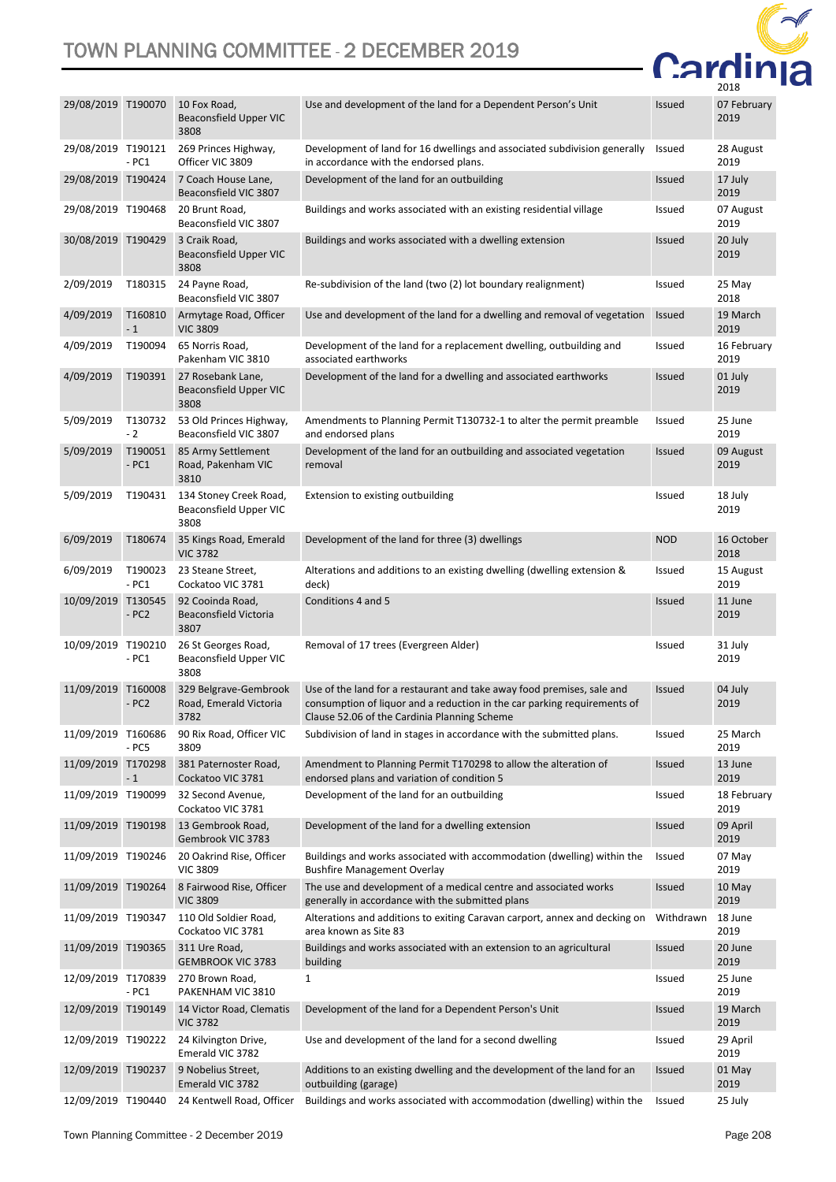| 29/08/2019 | T190070 | 10 Fox Road, Beaconsfield Upper VIC 3808 | Use and development of the land for a Dependent Person's Unit | Issued | 07 February 2019 |
|---|---|---|---|---|---|
| 29/08/2019 | T190121 - PC1 | 269 Princes Highway, Officer VIC 3809 | Development of land for 16 dwellings and associated subdivision generally in accordance with the endorsed plans. | Issued | 28 August 2019 |
| 29/08/2019 | T190424 | 7 Coach House Lane, Beaconsfield VIC 3807 | Development of the land for an outbuilding | Issued | 17 July 2019 |
| 29/08/2019 | T190468 | 20 Brunt Road, Beaconsfield VIC 3807 | Buildings and works associated with an existing residential village | Issued | 07 August 2019 |
| 30/08/2019 | T190429 | 3 Craik Road, Beaconsfield Upper VIC 3808 | Buildings and works associated with a dwelling extension | Issued | 20 July 2019 |
| 2/09/2019 | T180315 | 24 Payne Road, Beaconsfield VIC 3807 | Re-subdivision of the land (two (2) lot boundary realignment) | Issued | 25 May 2018 |
| 4/09/2019 | T160810 - 1 | Armytage Road, Officer VIC 3809 | Use and development of the land for a dwelling and removal of vegetation | Issued | 19 March 2019 |
| 4/09/2019 | T190094 | 65 Norris Road, Pakenham VIC 3810 | Development of the land for a replacement dwelling, outbuilding and associated earthworks | Issued | 16 February 2019 |
| 4/09/2019 | T190391 | 27 Rosebank Lane, Beaconsfield Upper VIC 3808 | Development of the land for a dwelling and associated earthworks | Issued | 01 July 2019 |
| 5/09/2019 | T130732 - 2 | 53 Old Princes Highway, Beaconsfield VIC 3807 | Amendments to Planning Permit T130732-1 to alter the permit preamble and endorsed plans | Issued | 25 June 2019 |
| 5/09/2019 | T190051 - PC1 | 85 Army Settlement Road, Pakenham VIC 3810 | Development of the land for an outbuilding and associated vegetation removal | Issued | 09 August 2019 |
| 5/09/2019 | T190431 | 134 Stoney Creek Road, Beaconsfield Upper VIC 3808 | Extension to existing outbuilding | Issued | 18 July 2019 |
| 6/09/2019 | T180674 | 35 Kings Road, Emerald VIC 3782 | Development of the land for three (3) dwellings | NOD | 16 October 2018 |
| 6/09/2019 | T190023 - PC1 | 23 Steane Street, Cockatoo VIC 3781 | Alterations and additions to an existing dwelling (dwelling extension & deck) | Issued | 15 August 2019 |
| 10/09/2019 | T130545 - PC2 | 92 Cooinda Road, Beaconsfield Victoria 3807 | Conditions 4 and 5 | Issued | 11 June 2019 |
| 10/09/2019 | T190210 - PC1 | 26 St Georges Road, Beaconsfield Upper VIC 3808 | Removal of 17 trees (Evergreen Alder) | Issued | 31 July 2019 |
| 11/09/2019 | T160008 - PC2 | 329 Belgrave-Gembrook Road, Emerald Victoria 3782 | Use of the land for a restaurant and take away food premises, sale and consumption of liquor and a reduction in the car parking requirements of Clause 52.06 of the Cardinia Planning Scheme | Issued | 04 July 2019 |
| 11/09/2019 | T160686 - PC5 | 90 Rix Road, Officer VIC 3809 | Subdivision of land in stages in accordance with the submitted plans. | Issued | 25 March 2019 |
| 11/09/2019 | T170298 - 1 | 381 Paternoster Road, Cockatoo VIC 3781 | Amendment to Planning Permit T170298 to allow the alteration of endorsed plans and variation of condition 5 | Issued | 13 June 2019 |
| 11/09/2019 | T190099 | 32 Second Avenue, Cockatoo VIC 3781 | Development of the land for an outbuilding | Issued | 18 February 2019 |
| 11/09/2019 | T190198 | 13 Gembrook Road, Gembrook VIC 3783 | Development of the land for a dwelling extension | Issued | 09 April 2019 |
| 11/09/2019 | T190246 | 20 Oakrind Rise, Officer VIC 3809 | Buildings and works associated with accommodation (dwelling) within the Bushfire Management Overlay | Issued | 07 May 2019 |
| 11/09/2019 | T190264 | 8 Fairwood Rise, Officer VIC 3809 | The use and development of a medical centre and associated works generally in accordance with the submitted plans | Issued | 10 May 2019 |
| 11/09/2019 | T190347 | 110 Old Soldier Road, Cockatoo VIC 3781 | Alterations and additions to exiting Caravan carport, annex and decking on area known as Site 83 | Withdrawn | 18 June 2019 |
| 11/09/2019 | T190365 | 311 Ure Road, GEMBROOK VIC 3783 | Buildings and works associated with an extension to an agricultural building | Issued | 20 June 2019 |
| 12/09/2019 | T170839 - PC1 | 270 Brown Road, PAKENHAM VIC 3810 | 1 | Issued | 25 June 2019 |
| 12/09/2019 | T190149 | 14 Victor Road, Clematis VIC 3782 | Development of the land for a Dependent Person's Unit | Issued | 19 March 2019 |
| 12/09/2019 | T190222 | 24 Kilvington Drive, Emerald VIC 3782 | Use and development of the land for a second dwelling | Issued | 29 April 2019 |
| 12/09/2019 | T190237 | 9 Nobelius Street, Emerald VIC 3782 | Additions to an existing dwelling and the development of the land for an outbuilding (garage) | Issued | 01 May 2019 |
| 12/09/2019 | T190440 | 24 Kentwell Road, Officer | Buildings and works associated with accommodation (dwelling) within the | Issued | 25 July |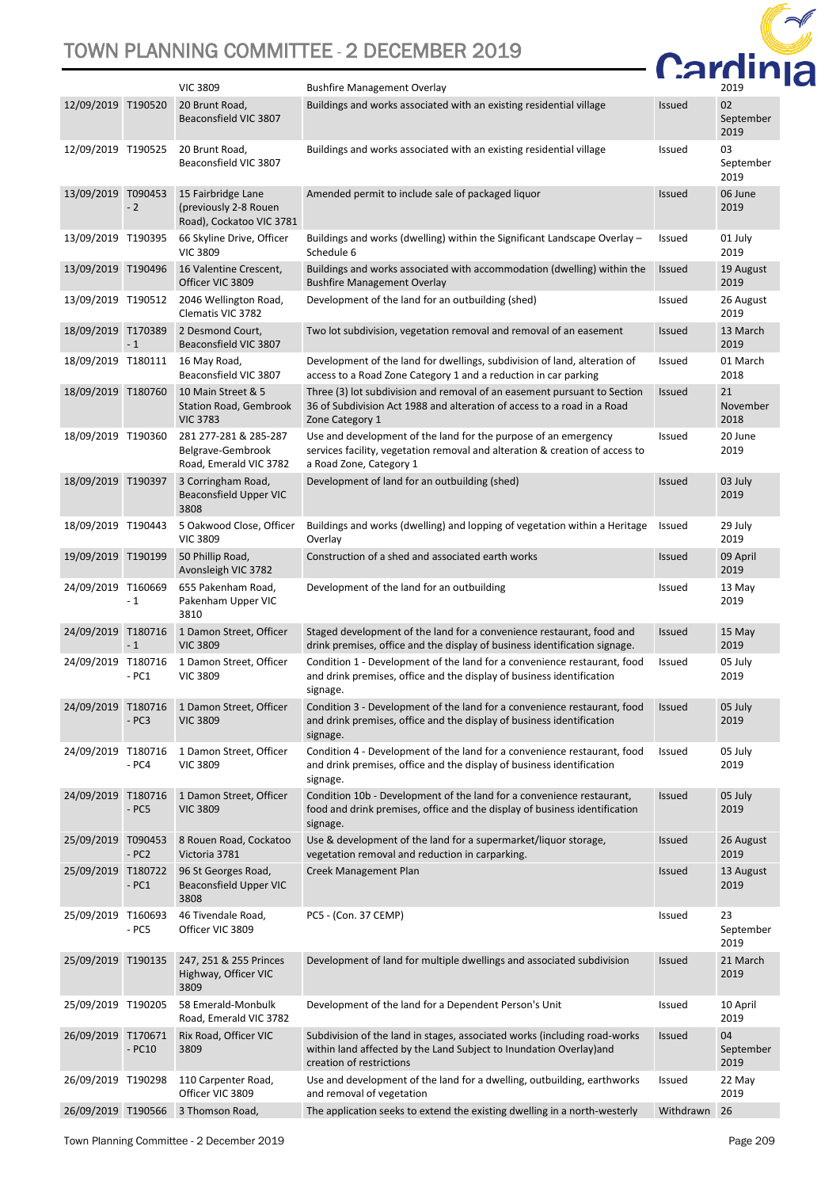| | | VIC 3809 | Bushfire Management Overlay | | 2019 |
|---|---|---|---|---|---|
| 12/09/2019 | T190520 | 20 Brunt Road, Beaconsfield VIC 3807 | Buildings and works associated with an existing residential village | Issued | 02 September 2019 |
| 12/09/2019 | T190525 | 20 Brunt Road, Beaconsfield VIC 3807 | Buildings and works associated with an existing residential village | Issued | 03 September 2019 |
| 13/09/2019 | T090453 - 2 | 15 Fairbridge Lane (previously 2-8 Rouen Road), Cockatoo VIC 3781 | Amended permit to include sale of packaged liquor | Issued | 06 June 2019 |
| 13/09/2019 | T190395 | 66 Skyline Drive, Officer VIC 3809 | Buildings and works (dwelling) within the Significant Landscape Overlay – Schedule 6 | Issued | 01 July 2019 |
| 13/09/2019 | T190496 | 16 Valentine Crescent, Officer VIC 3809 | Buildings and works associated with accommodation (dwelling) within the Bushfire Management Overlay | Issued | 19 August 2019 |
| 13/09/2019 | T190512 | 2046 Wellington Road, Clematis VIC 3782 | Development of the land for an outbuilding (shed) | Issued | 26 August 2019 |
| 18/09/2019 | T170389 - 1 | 2 Desmond Court, Beaconsfield VIC 3807 | Two lot subdivision, vegetation removal and removal of an easement | Issued | 13 March 2019 |
| 18/09/2019 | T180111 | 16 May Road, Beaconsfield VIC 3807 | Development of the land for dwellings, subdivision of land, alteration of access to a Road Zone Category 1 and a reduction in car parking | Issued | 01 March 2018 |
| 18/09/2019 | T180760 | 10 Main Street & 5 Station Road, Gembrook VIC 3783 | Three (3) lot subdivision and removal of an easement pursuant to Section 36 of Subdivision Act 1988 and alteration of access to a road in a Road Zone Category 1 | Issued | 21 November 2018 |
| 18/09/2019 | T190360 | 281 277-281 & 285-287 Belgrave-Gembrook Road, Emerald VIC 3782 | Use and development of the land for the purpose of an emergency services facility, vegetation removal and alteration & creation of access to a Road Zone, Category 1 | Issued | 20 June 2019 |
| 18/09/2019 | T190397 | 3 Corringham Road, Beaconsfield Upper VIC 3808 | Development of land for an outbuilding (shed) | Issued | 03 July 2019 |
| 18/09/2019 | T190443 | 5 Oakwood Close, Officer VIC 3809 | Buildings and works (dwelling) and lopping of vegetation within a Heritage Overlay | Issued | 29 July 2019 |
| 19/09/2019 | T190199 | 50 Phillip Road, Avonsleigh VIC 3782 | Construction of a shed and associated earth works | Issued | 09 April 2019 |
| 24/09/2019 | T160669 - 1 | 655 Pakenham Road, Pakenham Upper VIC 3810 | Development of the land for an outbuilding | Issued | 13 May 2019 |
| 24/09/2019 | T180716 - 1 | 1 Damon Street, Officer VIC 3809 | Staged development of the land for a convenience restaurant, food and drink premises, office and the display of business identification signage. | Issued | 15 May 2019 |
| 24/09/2019 | T180716 - PC1 | 1 Damon Street, Officer VIC 3809 | Condition 1 - Development of the land for a convenience restaurant, food and drink premises, office and the display of business identification signage. | Issued | 05 July 2019 |
| 24/09/2019 | T180716 - PC3 | 1 Damon Street, Officer VIC 3809 | Condition 3 - Development of the land for a convenience restaurant, food and drink premises, office and the display of business identification signage. | Issued | 05 July 2019 |
| 24/09/2019 | T180716 - PC4 | 1 Damon Street, Officer VIC 3809 | Condition 4 - Development of the land for a convenience restaurant, food and drink premises, office and the display of business identification signage. | Issued | 05 July 2019 |
| 24/09/2019 | T180716 - PC5 | 1 Damon Street, Officer VIC 3809 | Condition 10b - Development of the land for a convenience restaurant, food and drink premises, office and the display of business identification signage. | Issued | 05 July 2019 |
| 25/09/2019 | T090453 - PC2 | 8 Rouen Road, Cockatoo Victoria 3781 | Use & development of the land for a supermarket/liquor storage, vegetation removal and reduction in carparking. | Issued | 26 August 2019 |
| 25/09/2019 | T180722 - PC1 | 96 St Georges Road, Beaconsfield Upper VIC 3808 | Creek Management Plan | Issued | 13 August 2019 |
| 25/09/2019 | T160693 - PC5 | 46 Tivendale Road, Officer VIC 3809 | PC5 - (Con. 37 CEMP) | Issued | 23 September 2019 |
| 25/09/2019 | T190135 | 247, 251 & 255 Princes Highway, Officer VIC 3809 | Development of land for multiple dwellings and associated subdivision | Issued | 21 March 2019 |
| 25/09/2019 | T190205 | 58 Emerald-Monbulk Road, Emerald VIC 3782 | Development of the land for a Dependent Person's Unit | Issued | 10 April 2019 |
| 26/09/2019 | T170671 - PC10 | Rix Road, Officer VIC 3809 | Subdivision of the land in stages, associated works (including road-works within land affected by the Land Subject to Inundation Overlay)and creation of restrictions | Issued | 04 September 2019 |
| 26/09/2019 | T190298 | 110 Carpenter Road, Officer VIC 3809 | Use and development of the land for a dwelling, outbuilding, earthworks and removal of vegetation | Issued | 22 May 2019 |
| 26/09/2019 | T190566 | 3 Thomson Road, | The application seeks to extend the existing dwelling in a north-westerly | Withdrawn | 26 |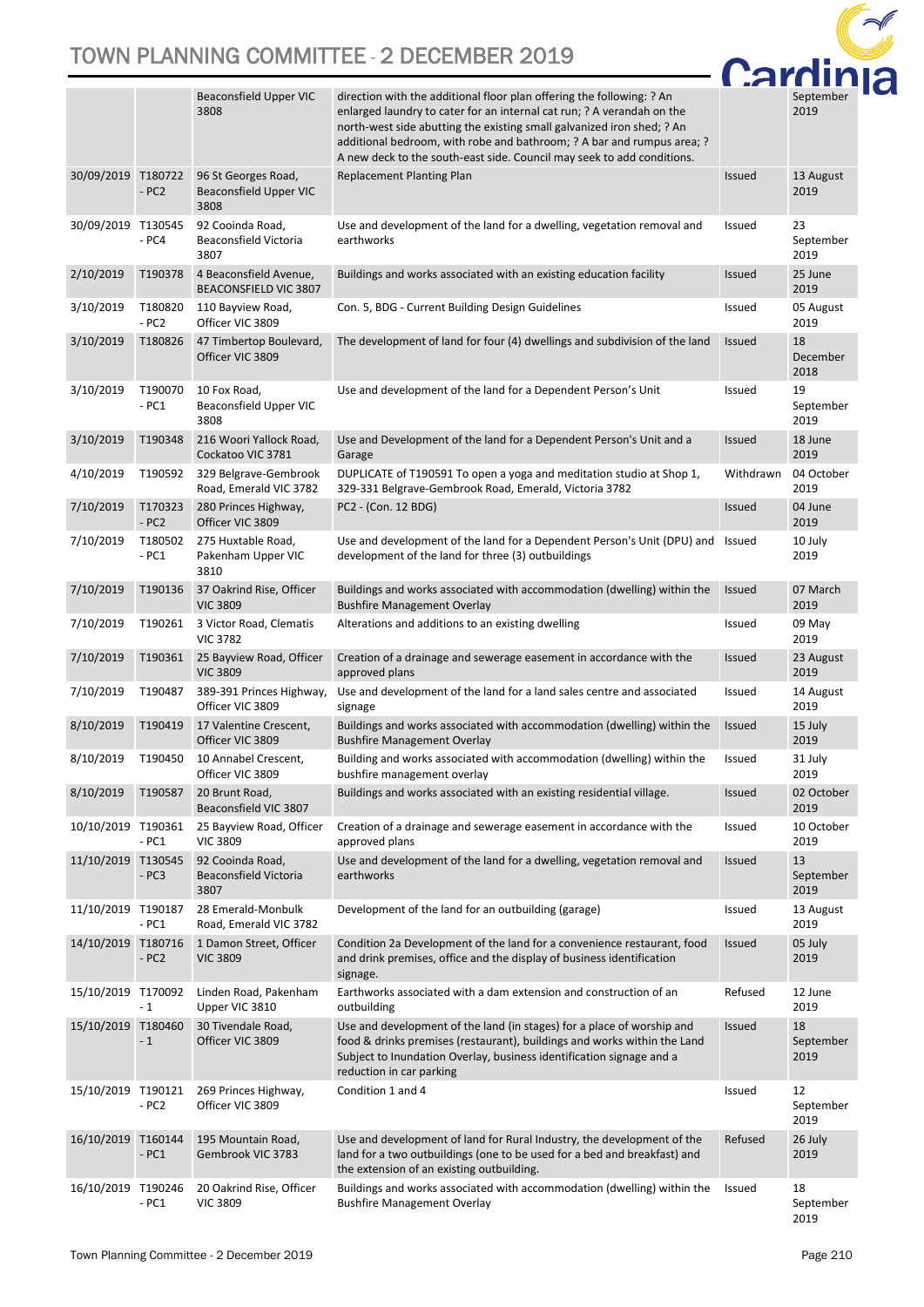| | | Beaconsfield Upper VIC 3808 | direction with the additional floor plan offering the following: ? An enlarged laundry to cater for an internal cat run; ? A verandah on the north-west side abutting the existing small galvanized iron shed; ? An additional bedroom, with robe and bathroom; ? A bar and rumpus area; ? A new deck to the south-east side. Council may seek to add conditions. | | September 2019 |
|---|---|---|---|---|---|
| 30/09/2019 | T180722 - PC2 | 96 St Georges Road, Beaconsfield Upper VIC 3808 | Replacement Planting Plan | Issued | 13 August 2019 |
| 30/09/2019 | T130545 - PC4 | 92 Cooinda Road, Beaconsfield Victoria 3807 | Use and development of the land for a dwelling, vegetation removal and earthworks | Issued | 23 September 2019 |
| 2/10/2019 | T190378 | 4 Beaconsfield Avenue, BEACONSFIELD VIC 3807 | Buildings and works associated with an existing education facility | Issued | 25 June 2019 |
| 3/10/2019 | T180820 - PC2 | 110 Bayview Road, Officer VIC 3809 | Con. 5, BDG - Current Building Design Guidelines | Issued | 05 August 2019 |
| 3/10/2019 | T180826 | 47 Timbertop Boulevard, Officer VIC 3809 | The development of land for four (4) dwellings and subdivision of the land | Issued | 18 December 2018 |
| 3/10/2019 | T190070 - PC1 | 10 Fox Road, Beaconsfield Upper VIC 3808 | Use and development of the land for a Dependent Person's Unit | Issued | 19 September 2019 |
| 3/10/2019 | T190348 | 216 Woori Yallock Road, Cockatoo VIC 3781 | Use and Development of the land for a Dependent Person's Unit and a Garage | Issued | 18 June 2019 |
| 4/10/2019 | T190592 | 329 Belgrave-Gembrook Road, Emerald VIC 3782 | DUPLICATE of T190591 To open a yoga and meditation studio at Shop 1, 329-331 Belgrave-Gembrook Road, Emerald, Victoria 3782 | Withdrawn | 04 October 2019 |
| 7/10/2019 | T170323 - PC2 | 280 Princes Highway, Officer VIC 3809 | PC2 - (Con. 12 BDG) | Issued | 04 June 2019 |
| 7/10/2019 | T180502 - PC1 | 275 Huxtable Road, Pakenham Upper VIC 3810 | Use and development of the land for a Dependent Person's Unit (DPU) and development of the land for three (3) outbuildings | Issued | 10 July 2019 |
| 7/10/2019 | T190136 | 37 Oakrind Rise, Officer VIC 3809 | Buildings and works associated with accommodation (dwelling) within the Bushfire Management Overlay | Issued | 07 March 2019 |
| 7/10/2019 | T190261 | 3 Victor Road, Clematis VIC 3782 | Alterations and additions to an existing dwelling | Issued | 09 May 2019 |
| 7/10/2019 | T190361 | 25 Bayview Road, Officer VIC 3809 | Creation of a drainage and sewerage easement in accordance with the approved plans | Issued | 23 August 2019 |
| 7/10/2019 | T190487 | 389-391 Princes Highway, Officer VIC 3809 | Use and development of the land for a land sales centre and associated signage | Issued | 14 August 2019 |
| 8/10/2019 | T190419 | 17 Valentine Crescent, Officer VIC 3809 | Buildings and works associated with accommodation (dwelling) within the Bushfire Management Overlay | Issued | 15 July 2019 |
| 8/10/2019 | T190450 | 10 Annabel Crescent, Officer VIC 3809 | Building and works associated with accommodation (dwelling) within the bushfire management overlay | Issued | 31 July 2019 |
| 8/10/2019 | T190587 | 20 Brunt Road, Beaconsfield VIC 3807 | Buildings and works associated with an existing residential village. | Issued | 02 October 2019 |
| 10/10/2019 | T190361 - PC1 | 25 Bayview Road, Officer VIC 3809 | Creation of a drainage and sewerage easement in accordance with the approved plans | Issued | 10 October 2019 |
| 11/10/2019 | T130545 - PC3 | 92 Cooinda Road, Beaconsfield Victoria 3807 | Use and development of the land for a dwelling, vegetation removal and earthworks | Issued | 13 September 2019 |
| 11/10/2019 | T190187 - PC1 | 28 Emerald-Monbulk Road, Emerald VIC 3782 | Development of the land for an outbuilding (garage) | Issued | 13 August 2019 |
| 14/10/2019 | T180716 - PC2 | 1 Damon Street, Officer VIC 3809 | Condition 2a Development of the land for a convenience restaurant, food and drink premises, office and the display of business identification signage. | Issued | 05 July 2019 |
| 15/10/2019 | T170092 - 1 | Linden Road, Pakenham Upper VIC 3810 | Earthworks associated with a dam extension and construction of an outbuilding | Refused | 12 June 2019 |
| 15/10/2019 | T180460 - 1 | 30 Tivendale Road, Officer VIC 3809 | Use and development of the land (in stages) for a place of worship and food & drinks premises (restaurant), buildings and works within the Land Subject to Inundation Overlay, business identification signage and a reduction in car parking | Issued | 18 September 2019 |
| 15/10/2019 | T190121 - PC2 | 269 Princes Highway, Officer VIC 3809 | Condition 1 and 4 | Issued | 12 September 2019 |
| 16/10/2019 | T160144 - PC1 | 195 Mountain Road, Gembrook VIC 3783 | Use and development of land for Rural Industry, the development of the land for a two outbuildings (one to be used for a bed and breakfast) and the extension of an existing outbuilding. | Refused | 26 July 2019 |
| 16/10/2019 | T190246 - PC1 | 20 Oakrind Rise, Officer VIC 3809 | Buildings and works associated with accommodation (dwelling) within the Bushfire Management Overlay | Issued | 18 September 2019 |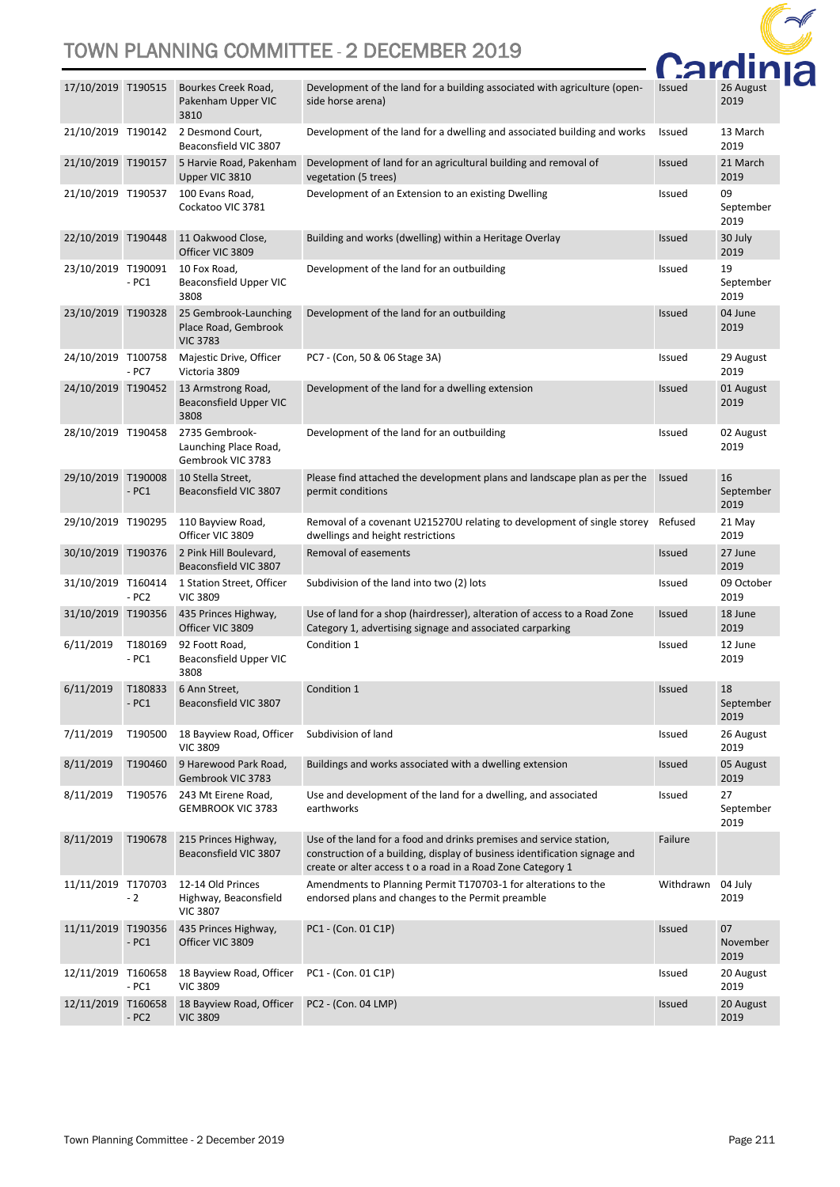| | | | | | |
|---|---|---|---|---|---|
| 17/10/2019 | T190515 | Bourkes Creek Road, Pakenham Upper VIC 3810 | Development of the land for a building associated with agriculture (open-side horse arena) | Issued | 26 August 2019 |
| 21/10/2019 | T190142 | 2 Desmond Court, Beaconsfield VIC 3807 | Development of the land for a dwelling and associated building and works | Issued | 13 March 2019 |
| 21/10/2019 | T190157 | 5 Harvie Road, Pakenham Upper VIC 3810 | Development of land for an agricultural building and removal of vegetation (5 trees) | Issued | 21 March 2019 |
| 21/10/2019 | T190537 | 100 Evans Road, Cockatoo VIC 3781 | Development of an Extension to an existing Dwelling | Issued | 09 September 2019 |
| 22/10/2019 | T190448 | 11 Oakwood Close, Officer VIC 3809 | Building and works (dwelling) within a Heritage Overlay | Issued | 30 July 2019 |
| 23/10/2019 | T190091 - PC1 | 10 Fox Road, Beaconsfield Upper VIC 3808 | Development of the land for an outbuilding | Issued | 19 September 2019 |
| 23/10/2019 | T190328 | 25 Gembrook-Launching Place Road, Gembrook VIC 3783 | Development of the land for an outbuilding | Issued | 04 June 2019 |
| 24/10/2019 | T100758 - PC7 | Majestic Drive, Officer Victoria 3809 | PC7 - (Con, 50 & 06 Stage 3A) | Issued | 29 August 2019 |
| 24/10/2019 | T190452 | 13 Armstrong Road, Beaconsfield Upper VIC 3808 | Development of the land for a dwelling extension | Issued | 01 August 2019 |
| 28/10/2019 | T190458 | 2735 Gembrook-Launching Place Road, Gembrook VIC 3783 | Development of the land for an outbuilding | Issued | 02 August 2019 |
| 29/10/2019 | T190008 - PC1 | 10 Stella Street, Beaconsfield VIC 3807 | Please find attached the development plans and landscape plan as per the permit conditions | Issued | 16 September 2019 |
| 29/10/2019 | T190295 | 110 Bayview Road, Officer VIC 3809 | Removal of a covenant U215270U relating to development of single storey dwellings and height restrictions | Refused | 21 May 2019 |
| 30/10/2019 | T190376 | 2 Pink Hill Boulevard, Beaconsfield VIC 3807 | Removal of easements | Issued | 27 June 2019 |
| 31/10/2019 | T160414 - PC2 | 1 Station Street, Officer VIC 3809 | Subdivision of the land into two (2) lots | Issued | 09 October 2019 |
| 31/10/2019 | T190356 | 435 Princes Highway, Officer VIC 3809 | Use of land for a shop (hairdresser), alteration of access to a Road Zone Category 1, advertising signage and associated carparking | Issued | 18 June 2019 |
| 6/11/2019 | T180169 - PC1 | 92 Foott Road, Beaconsfield Upper VIC 3808 | Condition 1 | Issued | 12 June 2019 |
| 6/11/2019 | T180833 - PC1 | 6 Ann Street, Beaconsfield VIC 3807 | Condition 1 | Issued | 18 September 2019 |
| 7/11/2019 | T190500 | 18 Bayview Road, Officer VIC 3809 | Subdivision of land | Issued | 26 August 2019 |
| 8/11/2019 | T190460 | 9 Harewood Park Road, Gembrook VIC 3783 | Buildings and works associated with a dwelling extension | Issued | 05 August 2019 |
| 8/11/2019 | T190576 | 243 Mt Eirene Road, GEMBROOK VIC 3783 | Use and development of the land for a dwelling, and associated earthworks | Issued | 27 September 2019 |
| 8/11/2019 | T190678 | 215 Princes Highway, Beaconsfield VIC 3807 | Use of the land for a food and drinks premises and service station, construction of a building, display of business identification signage and create or alter access t o a road in a Road Zone Category 1 | Failure | |
| 11/11/2019 | T170703 - 2 | 12-14 Old Princes Highway, Beaconsfield VIC 3807 | Amendments to Planning Permit T170703-1 for alterations to the endorsed plans and changes to the Permit preamble | Withdrawn | 04 July 2019 |
| 11/11/2019 | T190356 - PC1 | 435 Princes Highway, Officer VIC 3809 | PC1 - (Con. 01 C1P) | Issued | 07 November 2019 |
| 12/11/2019 | T160658 - PC1 | 18 Bayview Road, Officer VIC 3809 | PC1 - (Con. 01 C1P) | Issued | 20 August 2019 |
| 12/11/2019 | T160658 - PC2 | 18 Bayview Road, Officer VIC 3809 | PC2 - (Con. 04 LMP) | Issued | 20 August 2019 |